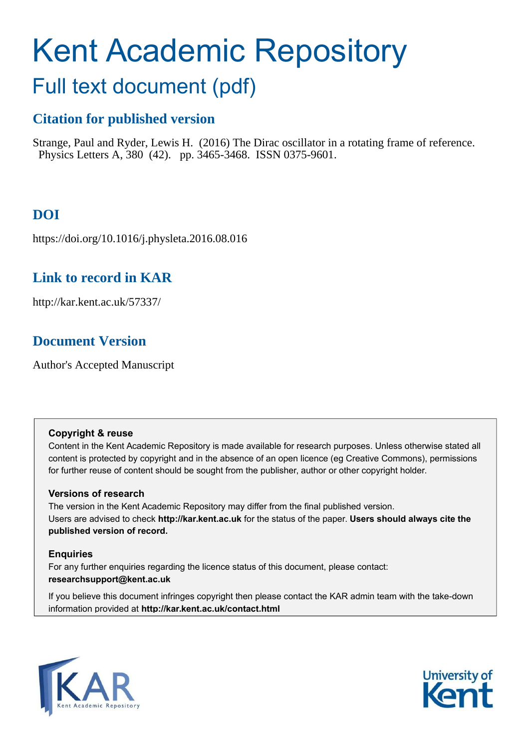# Kent Academic Repository

## Full text document (pdf)

### Citation for published version

Strange, Paul and Ryder, Lewis H. (2016) The Dirac oscillator in a rotating frame of reference. Physics Letters A, 380 (42). pp. 3465-3468. ISSN 0375-9601.

### DOI

https://doi.org/10.1016/j.physleta.2016.08.016

### Link to record in KAR

http://kar.kent.ac.uk/57337/

### Document Version

Author's Accepted Manuscript

**Copyright & reuse**

Content in the Kent Academic Repository is made available for research purposes. Unless otherwise stated all content is protected by copyright and in the absence of an open licence (eg Creative Commons), permissions for further reuse of content should be sought from the publisher, author or other copyright holder.

**Versions of research**

The version in the Kent Academic Repository may differ from the final published version. Users are advised to check **http://kar.kent.ac.uk** for the status of the paper. **Users should always cite the published version of record.**

**Enquiries**

For any further enquiries regarding the licence status of this document, please contact: **researchsupport@kent.ac.uk**

If you believe this document infringes copyright then please contact the KAR admin team with the take-down information provided at **http://kar.kent.ac.uk/contact.html**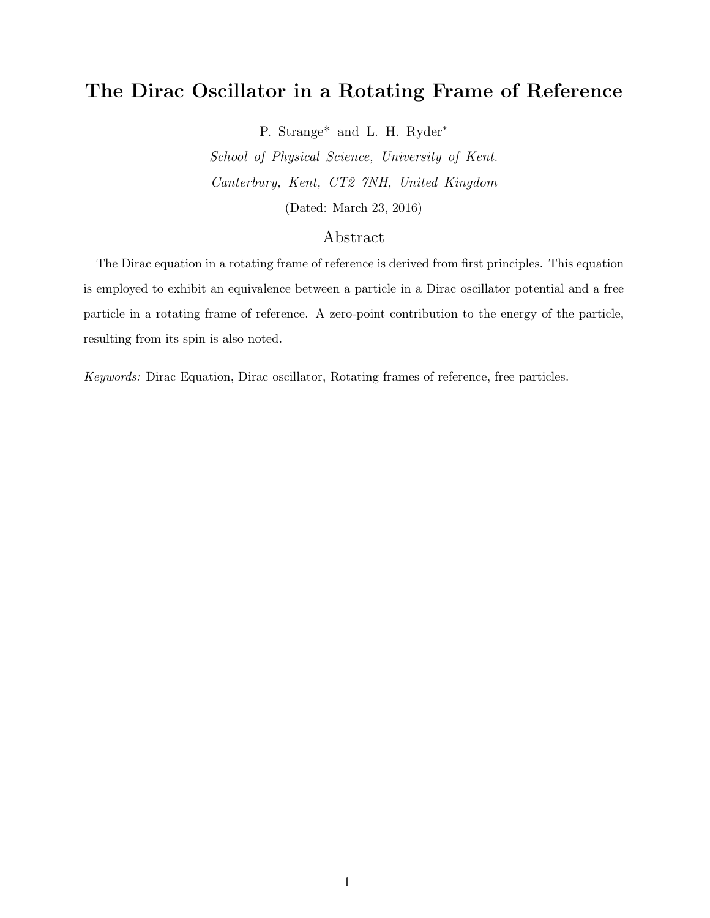# The Dirac Oscillator in a Rotating Frame of Reference

P. Strange* and L. H. Ryder*

*School of Physical Science, University of Kent.*

*Canterbury, Kent, CT2 7NH, United Kingdom*

(Dated: March 23, 2016)

## Abstract

The Dirac equation in a rotating frame of reference is derived from first principles. This equation is employed to exhibit an equivalence between a particle in a Dirac oscillator potential and a free particle in a rotating frame of reference. A zero-point contribution to the energy of the particle, resulting from its spin is also noted.

*Keywords:* Dirac Equation, Dirac oscillator, Rotating frames of reference, free particles.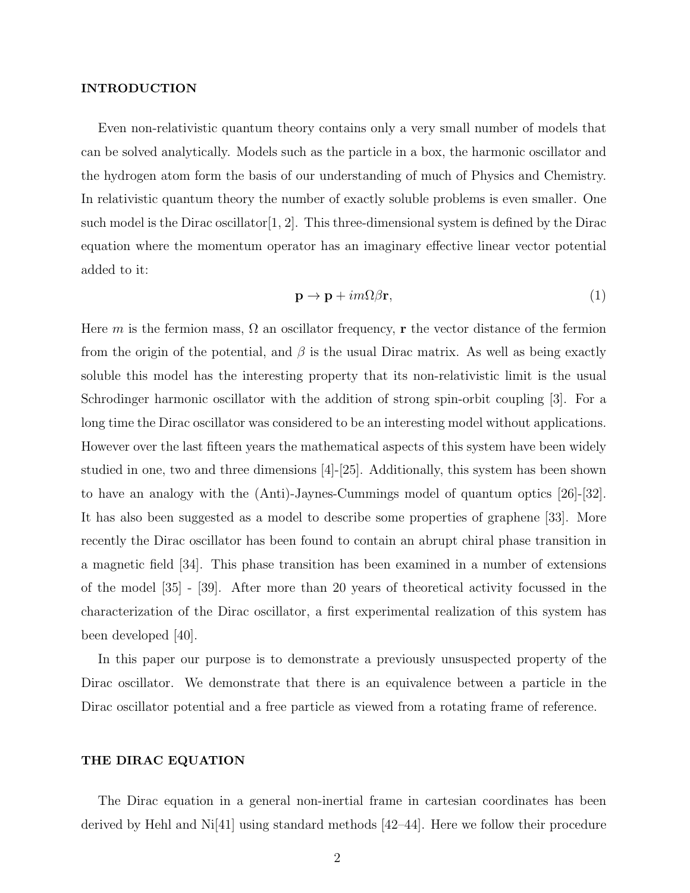## INTRODUCTION

Even non-relativistic quantum theory contains only a very small number of models that can be solved analytically. Models such as the particle in a box, the harmonic oscillator and the hydrogen atom form the basis of our understanding of much of Physics and Chemistry. In relativistic quantum theory the number of exactly soluble problems is even smaller. One such model is the Dirac oscillator[1, 2]. This three-dimensional system is defined by the Dirac equation where the momentum operator has an imaginary effective linear vector potential added to it:

$$\mathbf{p} \rightarrow \mathbf{p} + im\Omega\beta\mathbf{r}, \tag{1}$$

Here $m$ is the fermion mass, $\Omega$ an oscillator frequency, $\mathbf{r}$ the vector distance of the fermion from the origin of the potential, and $\beta$ is the usual Dirac matrix. As well as being exactly soluble this model has the interesting property that its non-relativistic limit is the usual Schrodinger harmonic oscillator with the addition of strong spin-orbit coupling [3]. For a long time the Dirac oscillator was considered to be an interesting model without applications. However over the last fifteen years the mathematical aspects of this system have been widely studied in one, two and three dimensions [4]-[25]. Additionally, this system has been shown to have an analogy with the (Anti)-Jaynes-Cummings model of quantum optics [26]-[32]. It has also been suggested as a model to describe some properties of graphene [33]. More recently the Dirac oscillator has been found to contain an abrupt chiral phase transition in a magnetic field [34]. This phase transition has been examined in a number of extensions of the model [35] - [39]. After more than 20 years of theoretical activity focussed in the characterization of the Dirac oscillator, a first experimental realization of this system has been developed [40].

In this paper our purpose is to demonstrate a previously unsuspected property of the Dirac oscillator. We demonstrate that there is an equivalence between a particle in the Dirac oscillator potential and a free particle as viewed from a rotating frame of reference.

## THE DIRAC EQUATION

The Dirac equation in a general non-inertial frame in cartesian coordinates has been derived by Hehl and Ni[41] using standard methods [42–44]. Here we follow their procedure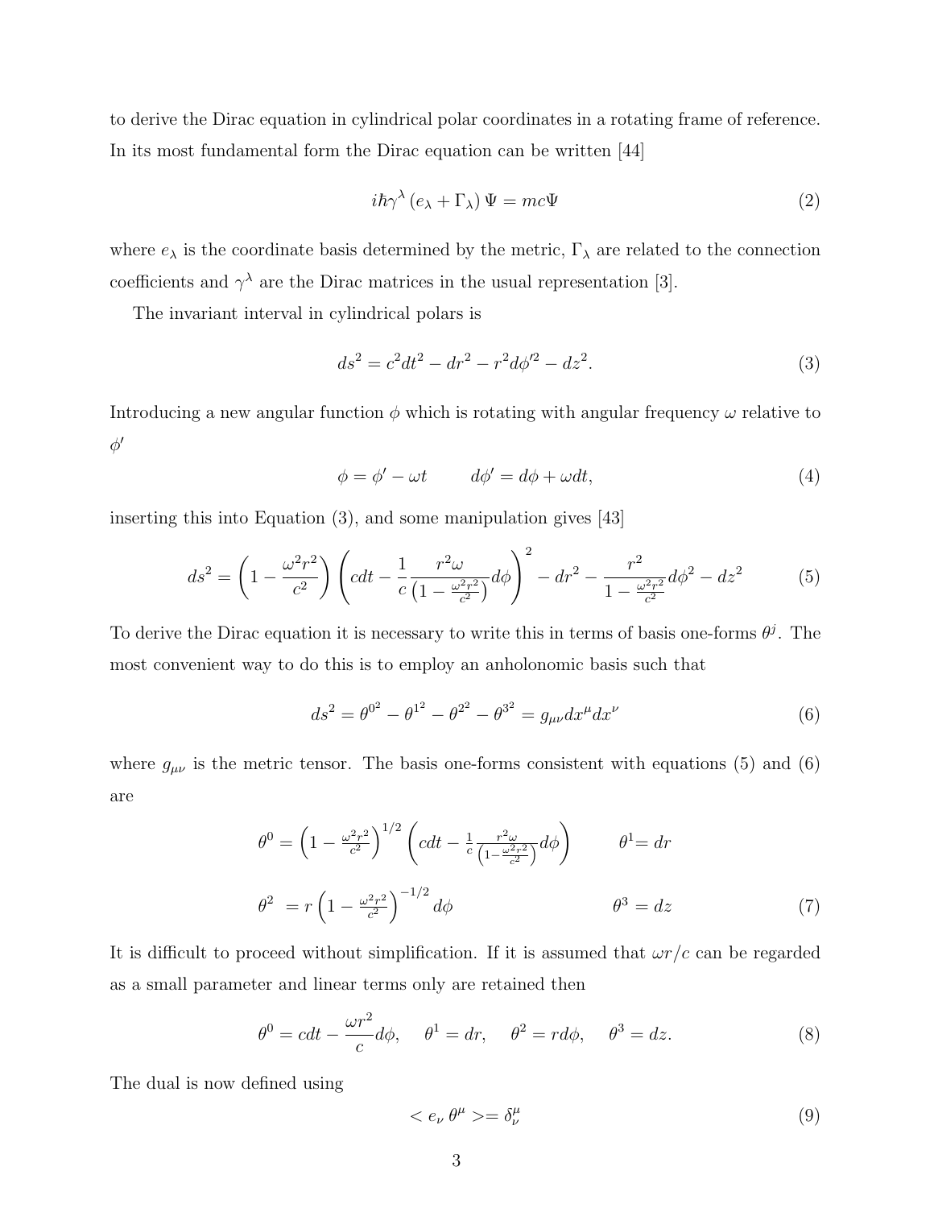to derive the Dirac equation in cylindrical polar coordinates in a rotating frame of reference. In its most fundamental form the Dirac equation can be written [44]

$$i\hbar\gamma^{\lambda}\left(e_{\lambda}+\Gamma_{\lambda}\right)\Psi = mc\Psi \tag{2}$$

where $e_{\lambda}$ is the coordinate basis determined by the metric, $\Gamma_{\lambda}$ are related to the connection coefficients and $\gamma^{\lambda}$ are the Dirac matrices in the usual representation [3].

The invariant interval in cylindrical polars is

$$ds^2 = c^2dt^2 - dr^2 - r^2d\phi'^2 - dz^2. \tag{3}$$

Introducing a new angular function $\phi$ which is rotating with angular frequency $\omega$ relative to $\phi'$

$$\phi = \phi' - \omega t \qquad d\phi' = d\phi + \omega dt, \tag{4}$$

inserting this into Equation (3), and some manipulation gives [43]

$$ds^2 = \left(1-\frac{\omega^2r^2}{c^2}\right)\left(cdt - \frac{1}{c}\frac{r^2\omega}{\left(1-\frac{\omega^2r^2}{c^2}\right)}d\phi\right)^2 - dr^2 - \frac{r^2}{1-\frac{\omega^2r^2}{c^2}}d\phi^2 - dz^2 \tag{5}$$

To derive the Dirac equation it is necessary to write this in terms of basis one-forms $\theta^j$. The most convenient way to do this is to employ an anholonomic basis such that

$$ds^2 = \theta^{0^2} - \theta^{1^2} - \theta^{2^2} - \theta^{3^2} = g_{\mu\nu}dx^{\mu}dx^{\nu} \tag{6}$$

where $g_{\mu\nu}$ is the metric tensor. The basis one-forms consistent with equations (5) and (6) are

$$\theta^0 = \left(1-\frac{\omega^2r^2}{c^2}\right)^{1/2}\left(cdt - \frac{1}{c}\frac{r^2\omega}{\left(1-\frac{\omega^2r^2}{c^2}\right)}d\phi\right) \qquad \theta^1 = dr$$

$$\theta^2 = r\left(1-\frac{\omega^2r^2}{c^2}\right)^{-1/2}d\phi \qquad \theta^3 = dz \tag{7}$$

It is difficult to proceed without simplification. If it is assumed that $\omega r/c$ can be regarded as a small parameter and linear terms only are retained then

$$\theta^0 = cdt - \frac{\omega r^2}{c}d\phi, \quad \theta^1 = dr, \quad \theta^2 = rd\phi, \quad \theta^3 = dz. \tag{8}$$

The dual is now defined using

$$< e_{\nu}\,\theta^{\mu} >= \delta^{\mu}_{\nu} \tag{9}$$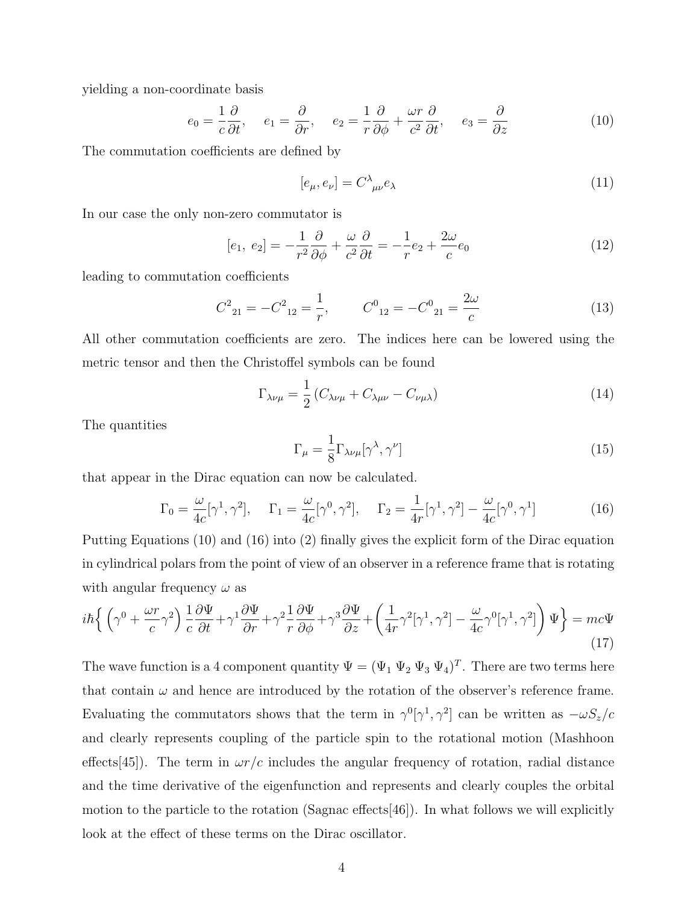yielding a non-coordinate basis

$$e_0 = \frac{1}{c}\frac{\partial}{\partial t}, \quad e_1 = \frac{\partial}{\partial r}, \quad e_2 = \frac{1}{r}\frac{\partial}{\partial \phi} + \frac{\omega r}{c^2}\frac{\partial}{\partial t}, \quad e_3 = \frac{\partial}{\partial z} \tag{10}$$

The commutation coefficients are defined by

$$[e_\mu, e_\nu] = C^\lambda{}_{\mu\nu} e_\lambda \tag{11}$$

In our case the only non-zero commutator is

$$[e_1,\ e_2] = -\frac{1}{r^2}\frac{\partial}{\partial \phi} + \frac{\omega}{c^2}\frac{\partial}{\partial t} = -\frac{1}{r}e_2 + \frac{2\omega}{c}e_0 \tag{12}$$

leading to commutation coefficients

$$C^2{}_{21} = -C^2{}_{12} = \frac{1}{r}, \qquad C^0{}_{12} = -C^0{}_{21} = \frac{2\omega}{c} \tag{13}$$

All other commutation coefficients are zero. The indices here can be lowered using the metric tensor and then the Christoffel symbols can be found

$$\Gamma_{\lambda\nu\mu} = \frac{1}{2}\left(C_{\lambda\nu\mu} + C_{\lambda\mu\nu} - C_{\nu\mu\lambda}\right) \tag{14}$$

The quantities

$$\Gamma_\mu = \frac{1}{8}\Gamma_{\lambda\nu\mu}[\gamma^\lambda, \gamma^\nu] \tag{15}$$

that appear in the Dirac equation can now be calculated.

$$\Gamma_0 = \frac{\omega}{4c}[\gamma^1, \gamma^2], \quad \Gamma_1 = \frac{\omega}{4c}[\gamma^0, \gamma^2], \quad \Gamma_2 = \frac{1}{4r}[\gamma^1, \gamma^2] - \frac{\omega}{4c}[\gamma^0, \gamma^1] \tag{16}$$

Putting Equations (10) and (16) into (2) finally gives the explicit form of the Dirac equation in cylindrical polars from the point of view of an observer in a reference frame that is rotating with angular frequency $\omega$ as

$$i\hbar\left\{\left(\gamma^0 + \frac{\omega r}{c}\gamma^2\right)\frac{1}{c}\frac{\partial \Psi}{\partial t} + \gamma^1\frac{\partial \Psi}{\partial r} + \gamma^2\frac{1}{r}\frac{\partial \Psi}{\partial \phi} + \gamma^3\frac{\partial \Psi}{\partial z} + \left(\frac{1}{4r}\gamma^2[\gamma^1, \gamma^2] - \frac{\omega}{4c}\gamma^0[\gamma^1, \gamma^2]\right)\Psi\right\} = mc\Psi \tag{17}$$

The wave function is a 4 component quantity $\Psi = (\Psi_1\ \Psi_2\ \Psi_3\ \Psi_4)^T$. There are two terms here that contain $\omega$ and hence are introduced by the rotation of the observer's reference frame. Evaluating the commutators shows that the term in $\gamma^0[\gamma^1, \gamma^2]$ can be written as $-\omega S_z/c$ and clearly represents coupling of the particle spin to the rotational motion (Mashhoon effects[45]). The term in $\omega r/c$ includes the angular frequency of rotation, radial distance and the time derivative of the eigenfunction and represents and clearly couples the orbital motion to the particle to the rotation (Sagnac effects[46]). In what follows we will explicitly look at the effect of these terms on the Dirac oscillator.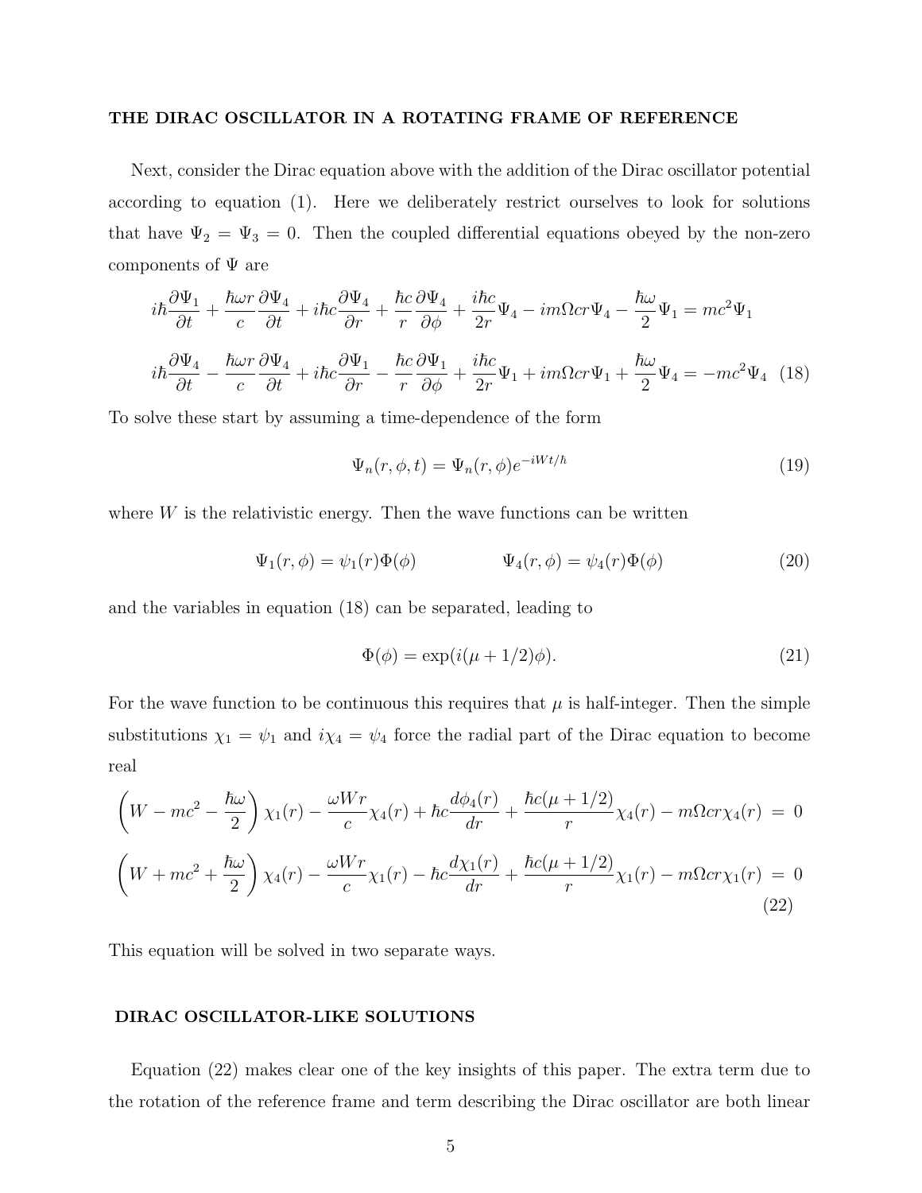## THE DIRAC OSCILLATOR IN A ROTATING FRAME OF REFERENCE

Next, consider the Dirac equation above with the addition of the Dirac oscillator potential according to equation (1). Here we deliberately restrict ourselves to look for solutions that have $\Psi_2 = \Psi_3 = 0$. Then the coupled differential equations obeyed by the non-zero components of $\Psi$ are

$$
\begin{aligned}
i\hbar\frac{\partial \Psi_1}{\partial t} + \frac{\hbar\omega r}{c}\frac{\partial \Psi_4}{\partial t} + i\hbar c\frac{\partial \Psi_4}{\partial r} + \frac{\hbar c}{r}\frac{\partial \Psi_4}{\partial \phi} + \frac{i\hbar c}{2r}\Psi_4 - im\Omega cr\Psi_4 - \frac{\hbar\omega}{2}\Psi_1 &= mc^2\Psi_1 \\
i\hbar\frac{\partial \Psi_4}{\partial t} - \frac{\hbar\omega r}{c}\frac{\partial \Psi_4}{\partial t} + i\hbar c\frac{\partial \Psi_1}{\partial r} - \frac{\hbar c}{r}\frac{\partial \Psi_1}{\partial \phi} + \frac{i\hbar c}{2r}\Psi_1 + im\Omega cr\Psi_1 + \frac{\hbar\omega}{2}\Psi_4 &= -mc^2\Psi_4 \quad (18)
\end{aligned}
$$

To solve these start by assuming a time-dependence of the form

$$
\Psi_n(r,\phi,t) = \Psi_n(r,\phi)e^{-iWt/\hbar} \quad (19)
$$

where $W$ is the relativistic energy. Then the wave functions can be written

$$
\Psi_1(r,\phi) = \psi_1(r)\Phi(\phi) \qquad\qquad \Psi_4(r,\phi) = \psi_4(r)\Phi(\phi) \quad (20)
$$

and the variables in equation (18) can be separated, leading to

$$
\Phi(\phi) = \exp(i(\mu + 1/2)\phi). \quad (21)
$$

For the wave function to be continuous this requires that $\mu$ is half-integer. Then the simple substitutions $\chi_1 = \psi_1$ and $i\chi_4 = \psi_4$ force the radial part of the Dirac equation to become real

$$
\begin{aligned}
\left(W - mc^2 - \frac{\hbar\omega}{2}\right)\chi_1(r) - \frac{\omega W r}{c}\chi_4(r) + \hbar c\frac{d\phi_4(r)}{dr} + \frac{\hbar c(\mu + 1/2)}{r}\chi_4(r) - m\Omega cr\chi_4(r) &= 0 \\
\left(W + mc^2 + \frac{\hbar\omega}{2}\right)\chi_4(r) - \frac{\omega W r}{c}\chi_1(r) - \hbar c\frac{d\chi_1(r)}{dr} + \frac{\hbar c(\mu + 1/2)}{r}\chi_1(r) - m\Omega cr\chi_1(r) &= 0
\end{aligned}
\quad (22)
$$

This equation will be solved in two separate ways.

## DIRAC OSCILLATOR-LIKE SOLUTIONS

Equation (22) makes clear one of the key insights of this paper. The extra term due to the rotation of the reference frame and term describing the Dirac oscillator are both linear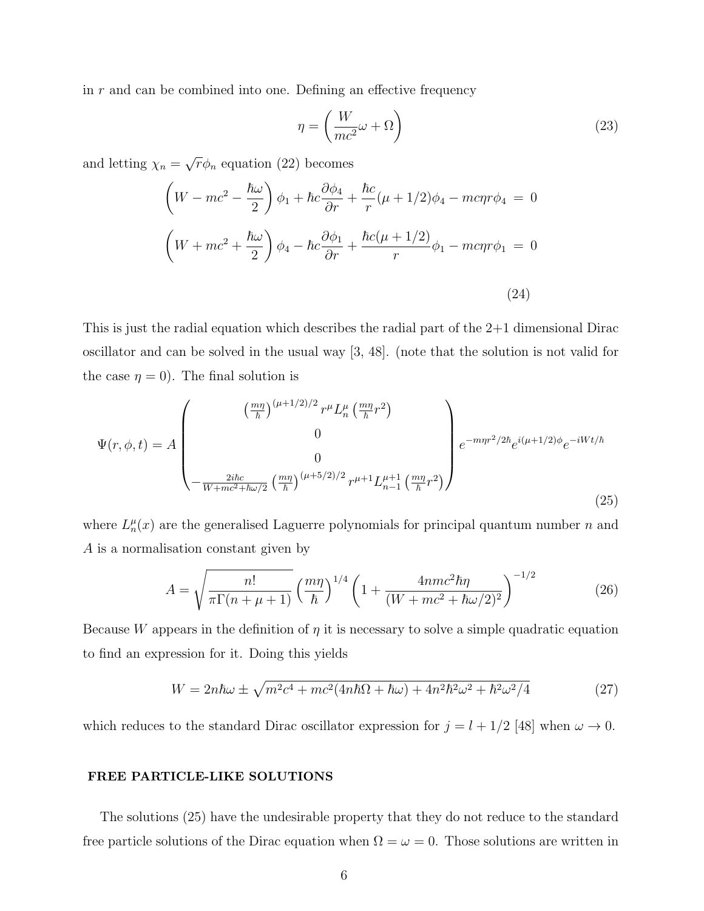in $r$ and can be combined into one. Defining an effective frequency

$$\eta = \left( \frac{W}{mc^2}\omega + \Omega \right) \tag{23}$$

and letting $\chi_n = \sqrt{r}\phi_n$ equation (22) becomes

$$\begin{aligned}
\left( W - mc^2 - \frac{\hbar\omega}{2} \right) \phi_1 + \hbar c \frac{\partial \phi_4}{\partial r} + \frac{\hbar c}{r}(\mu + 1/2)\phi_4 - mc\eta r \phi_4 &= 0 \\
\left( W + mc^2 + \frac{\hbar\omega}{2} \right) \phi_4 - \hbar c \frac{\partial \phi_1}{\partial r} + \frac{\hbar c(\mu + 1/2)}{r}\phi_1 - mc\eta r \phi_1 &= 0
\end{aligned} \tag{24}$$

This is just the radial equation which describes the radial part of the 2+1 dimensional Dirac oscillator and can be solved in the usual way [3, 48]. (note that the solution is not valid for the case $\eta = 0$). The final solution is

$$\Psi(r, \phi, t) = A \begin{pmatrix} \left(\frac{m\eta}{\hbar}\right)^{(\mu+1/2)/2} r^{\mu} L_n^{\mu}\left(\frac{m\eta}{\hbar}r^2\right) \\ 0 \\ 0 \\ -\frac{2i\hbar c}{W + mc^2 + \hbar\omega/2}\left(\frac{m\eta}{\hbar}\right)^{(\mu+5/2)/2} r^{\mu+1} L_{n-1}^{\mu+1}\left(\frac{m\eta}{\hbar}r^2\right) \end{pmatrix} e^{-m\eta r^2/2\hbar} e^{i(\mu+1/2)\phi} e^{-iWt/\hbar} \tag{25}$$

where $L_n^{\mu}(x)$ are the generalised Laguerre polynomials for principal quantum number $n$ and $A$ is a normalisation constant given by

$$A = \sqrt{\frac{n!}{\pi\Gamma(n + \mu + 1)}} \left(\frac{m\eta}{\hbar}\right)^{1/4} \left(1 + \frac{4nmc^2\hbar\eta}{(W + mc^2 + \hbar\omega/2)^2}\right)^{-1/2} \tag{26}$$

Because $W$ appears in the definition of $\eta$ it is necessary to solve a simple quadratic equation to find an expression for it. Doing this yields

$$W = 2n\hbar\omega \pm \sqrt{m^2c^4 + mc^2(4n\hbar\Omega + \hbar\omega) + 4n^2\hbar^2\omega^2 + \hbar^2\omega^2/4} \tag{27}$$

which reduces to the standard Dirac oscillator expression for $j = l + 1/2$ [48] when $\omega \to 0$.

## FREE PARTICLE-LIKE SOLUTIONS

The solutions (25) have the undesirable property that they do not reduce to the standard free particle solutions of the Dirac equation when $\Omega = \omega = 0$. Those solutions are written in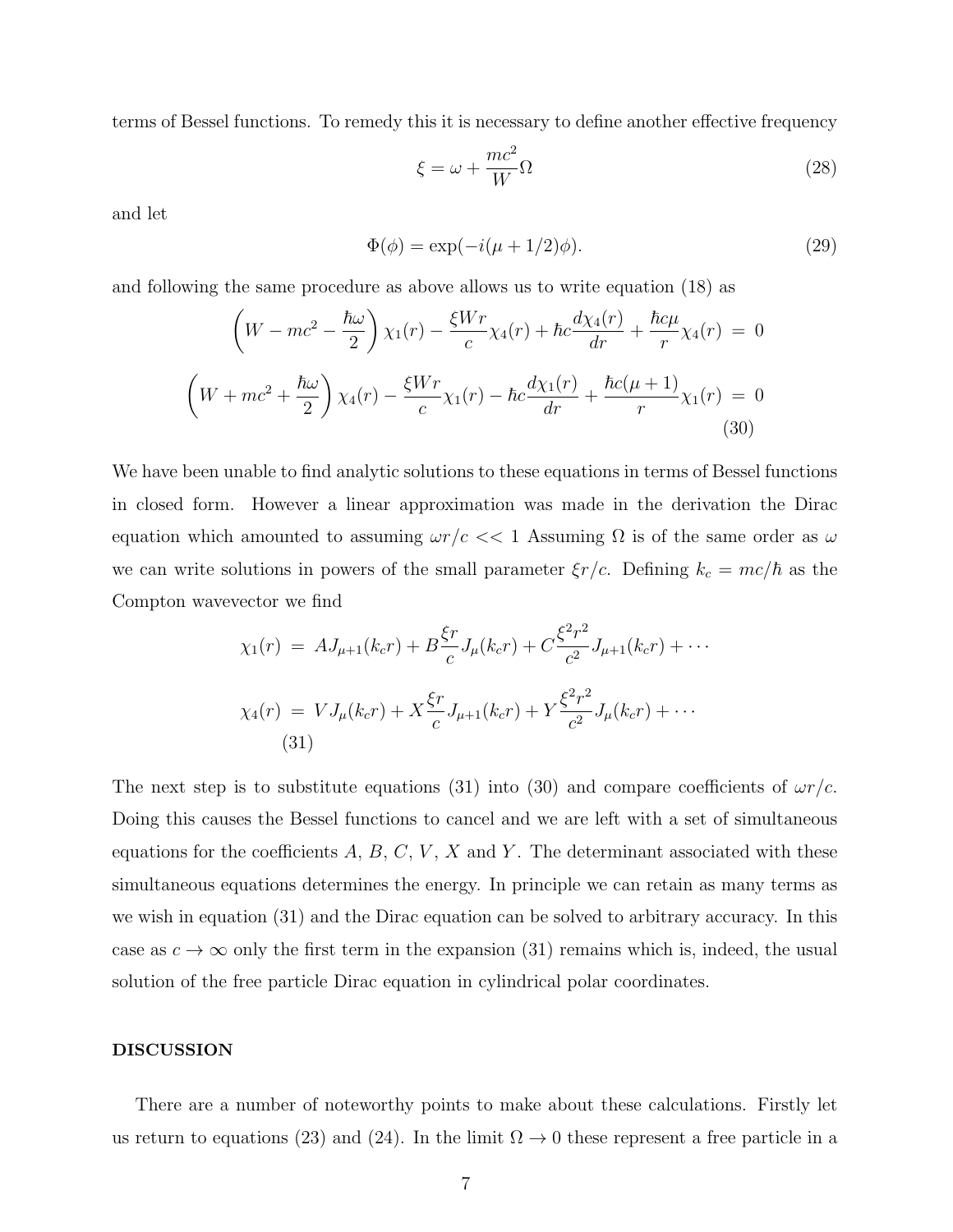terms of Bessel functions. To remedy this it is necessary to define another effective frequency

$$\xi = \omega + \frac{mc^2}{W}\Omega \tag{28}$$

and let

$$\Phi(\phi) = \exp(-i(\mu + 1/2)\phi). \tag{29}$$

and following the same procedure as above allows us to write equation (18) as

$$\begin{aligned}
\left(W - mc^2 - \frac{\hbar\omega}{2}\right)\chi_1(r) - \frac{\xi W r}{c}\chi_4(r) + \hbar c\frac{d\chi_4(r)}{dr} + \frac{\hbar c\mu}{r}\chi_4(r) &= 0 \\
\left(W + mc^2 + \frac{\hbar\omega}{2}\right)\chi_4(r) - \frac{\xi W r}{c}\chi_1(r) - \hbar c\frac{d\chi_1(r)}{dr} + \frac{\hbar c(\mu+1)}{r}\chi_1(r) &= 0
\end{aligned} \tag{30}$$

We have been unable to find analytic solutions to these equations in terms of Bessel functions in closed form. However a linear approximation was made in the derivation the Dirac equation which amounted to assuming $\omega r/c << 1$ Assuming $\Omega$ is of the same order as $\omega$ we can write solutions in powers of the small parameter $\xi r/c$. Defining $k_c = mc/\hbar$ as the Compton wavevector we find

$$\begin{aligned}
\chi_1(r) &= AJ_{\mu+1}(k_c r) + B\frac{\xi r}{c}J_\mu(k_c r) + C\frac{\xi^2 r^2}{c^2}J_{\mu+1}(k_c r) + \cdots \\
\chi_4(r) &= VJ_\mu(k_c r) + X\frac{\xi r}{c}J_{\mu+1}(k_c r) + Y\frac{\xi^2 r^2}{c^2}J_\mu(k_c r) + \cdots
\end{aligned} \tag{31}$$

The next step is to substitute equations (31) into (30) and compare coefficients of $\omega r/c$. Doing this causes the Bessel functions to cancel and we are left with a set of simultaneous equations for the coefficients $A$, $B$, $C$, $V$, $X$ and $Y$. The determinant associated with these simultaneous equations determines the energy. In principle we can retain as many terms as we wish in equation (31) and the Dirac equation can be solved to arbitrary accuracy. In this case as $c \to \infty$ only the first term in the expansion (31) remains which is, indeed, the usual solution of the free particle Dirac equation in cylindrical polar coordinates.

## DISCUSSION

There are a number of noteworthy points to make about these calculations. Firstly let us return to equations (23) and (24). In the limit $\Omega \to 0$ these represent a free particle in a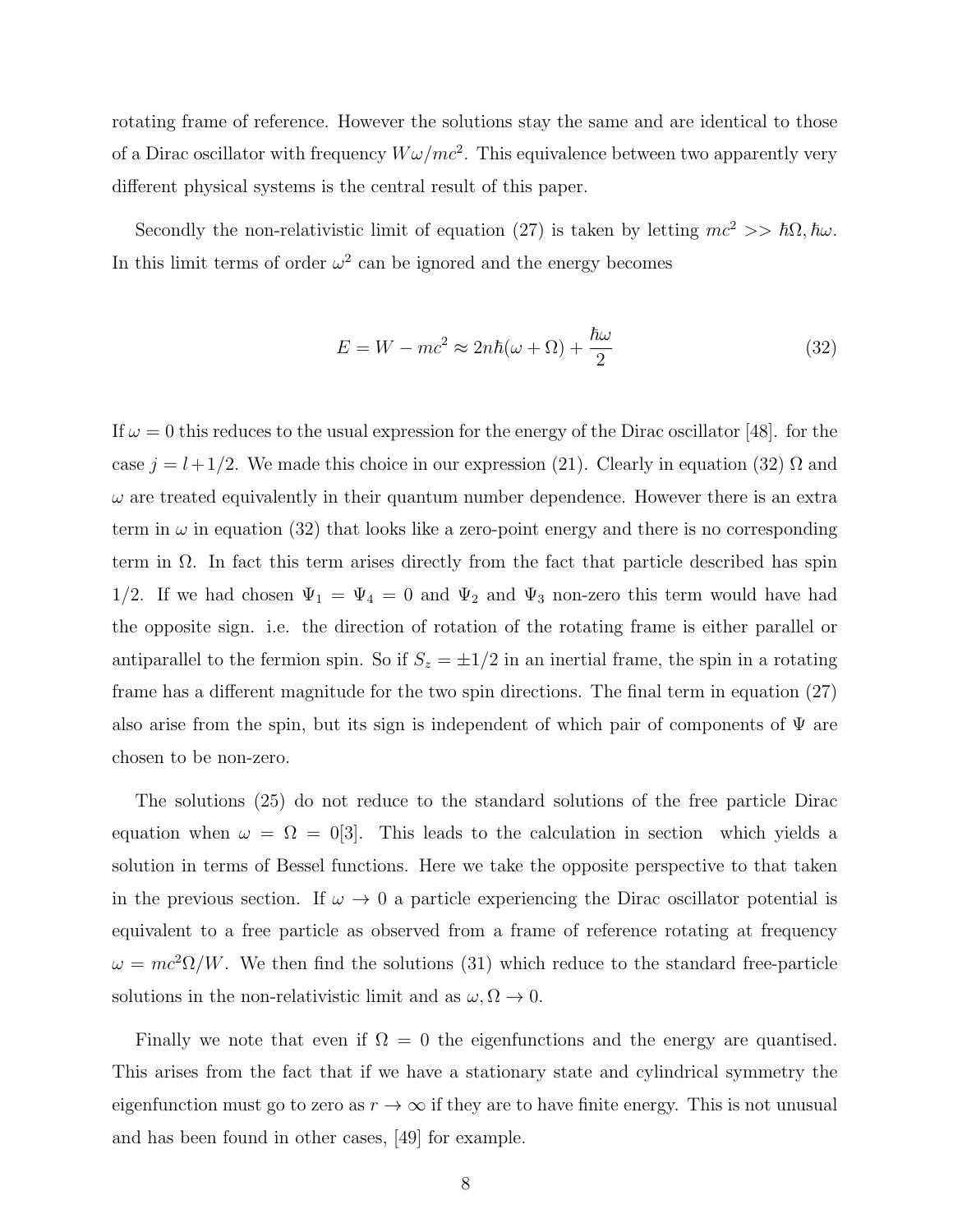rotating frame of reference. However the solutions stay the same and are identical to those of a Dirac oscillator with frequency $W\omega/mc^2$. This equivalence between two apparently very different physical systems is the central result of this paper.

Secondly the non-relativistic limit of equation (27) is taken by letting $mc^2 >> \hbar\Omega, \hbar\omega$. In this limit terms of order $\omega^2$ can be ignored and the energy becomes

$$E = W - mc^2 \approx 2n\hbar(\omega + \Omega) + \frac{\hbar\omega}{2} \tag{32}$$

If $\omega = 0$ this reduces to the usual expression for the energy of the Dirac oscillator [48]. for the case $j = l + 1/2$. We made this choice in our expression (21). Clearly in equation (32) $\Omega$ and $\omega$ are treated equivalently in their quantum number dependence. However there is an extra term in $\omega$ in equation (32) that looks like a zero-point energy and there is no corresponding term in $\Omega$. In fact this term arises directly from the fact that particle described has spin 1/2. If we had chosen $\Psi_1 = \Psi_4 = 0$ and $\Psi_2$ and $\Psi_3$ non-zero this term would have had the opposite sign. i.e. the direction of rotation of the rotating frame is either parallel or antiparallel to the fermion spin. So if $S_z = \pm 1/2$ in an inertial frame, the spin in a rotating frame has a different magnitude for the two spin directions. The final term in equation (27) also arise from the spin, but its sign is independent of which pair of components of $\Psi$ are chosen to be non-zero.

The solutions (25) do not reduce to the standard solutions of the free particle Dirac equation when $\omega = \Omega = 0$[3]. This leads to the calculation in section which yields a solution in terms of Bessel functions. Here we take the opposite perspective to that taken in the previous section. If $\omega \to 0$ a particle experiencing the Dirac oscillator potential is equivalent to a free particle as observed from a frame of reference rotating at frequency $\omega = mc^2\Omega/W$. We then find the solutions (31) which reduce to the standard free-particle solutions in the non-relativistic limit and as $\omega, \Omega \to 0$.

Finally we note that even if $\Omega = 0$ the eigenfunctions and the energy are quantised. This arises from the fact that if we have a stationary state and cylindrical symmetry the eigenfunction must go to zero as $r \to \infty$ if they are to have finite energy. This is not unusual and has been found in other cases, [49] for example.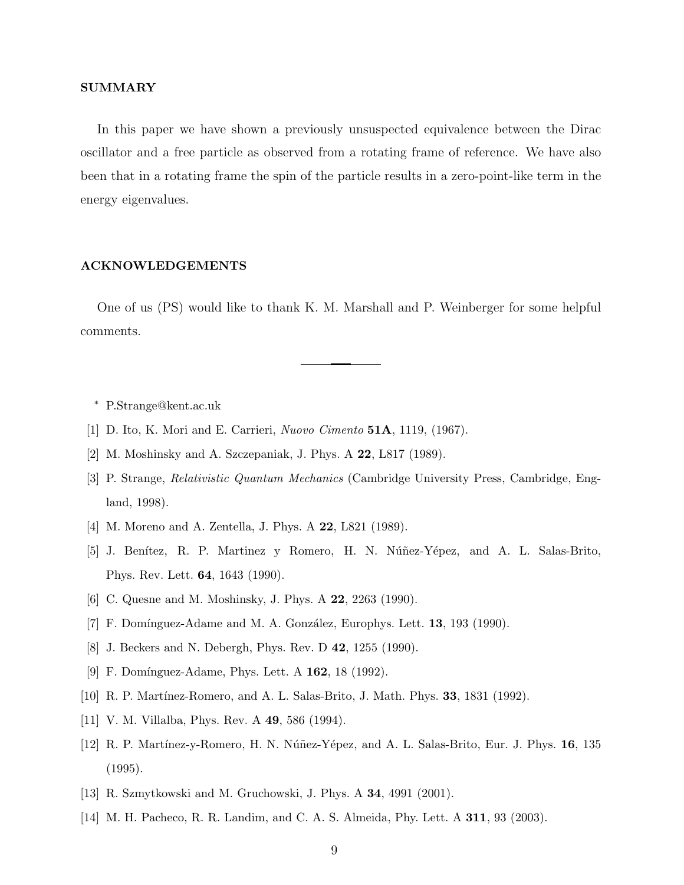## SUMMARY

In this paper we have shown a previously unsuspected equivalence between the Dirac oscillator and a free particle as observed from a rotating frame of reference. We have also been that in a rotating frame the spin of the particle results in a zero-point-like term in the energy eigenvalues.

## ACKNOWLEDGEMENTS

One of us (PS) would like to thank K. M. Marshall and P. Weinberger for some helpful comments.

---

\* P.Strange@kent.ac.uk

[1] D. Ito, K. Mori and E. Carrieri, *Nuovo Cimento* **51A**, 1119, (1967).

[2] M. Moshinsky and A. Szczepaniak, J. Phys. A **22**, L817 (1989).

[3] P. Strange, *Relativistic Quantum Mechanics* (Cambridge University Press, Cambridge, England, 1998).

[4] M. Moreno and A. Zentella, J. Phys. A **22**, L821 (1989).

[5] J. Benítez, R. P. Martinez y Romero, H. N. Núñez-Yépez, and A. L. Salas-Brito, Phys. Rev. Lett. **64**, 1643 (1990).

[6] C. Quesne and M. Moshinsky, J. Phys. A **22**, 2263 (1990).

[7] F. Domínguez-Adame and M. A. González, Europhys. Lett. **13**, 193 (1990).

[8] J. Beckers and N. Debergh, Phys. Rev. D **42**, 1255 (1990).

[9] F. Domínguez-Adame, Phys. Lett. A **162**, 18 (1992).

[10] R. P. Martínez-Romero, and A. L. Salas-Brito, J. Math. Phys. **33**, 1831 (1992).

[11] V. M. Villalba, Phys. Rev. A **49**, 586 (1994).

[12] R. P. Martínez-y-Romero, H. N. Núñez-Yépez, and A. L. Salas-Brito, Eur. J. Phys. **16**, 135 (1995).

[13] R. Szmytkowski and M. Gruchowski, J. Phys. A **34**, 4991 (2001).

[14] M. H. Pacheco, R. R. Landim, and C. A. S. Almeida, Phy. Lett. A **311**, 93 (2003).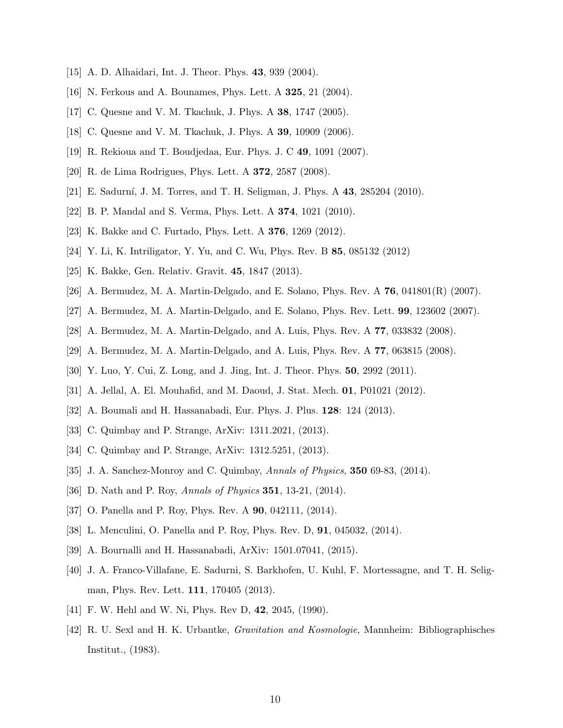[15] A. D. Alhaidari, Int. J. Theor. Phys. **43**, 939 (2004).

[16] N. Ferkous and A. Bounames, Phys. Lett. A **325**, 21 (2004).

[17] C. Quesne and V. M. Tkachuk, J. Phys. A **38**, 1747 (2005).

[18] C. Quesne and V. M. Tkachuk, J. Phys. A **39**, 10909 (2006).

[19] R. Rekioua and T. Boudjedaa, Eur. Phys. J. C **49**, 1091 (2007).

[20] R. de Lima Rodrigues, Phys. Lett. A **372**, 2587 (2008).

[21] E. Sadurní, J. M. Torres, and T. H. Seligman, J. Phys. A **43**, 285204 (2010).

[22] B. P. Mandal and S. Verma, Phys. Lett. A **374**, 1021 (2010).

[23] K. Bakke and C. Furtado, Phys. Lett. A **376**, 1269 (2012).

[24] Y. Li, K. Intriligator, Y. Yu, and C. Wu, Phys. Rev. B **85**, 085132 (2012)

[25] K. Bakke, Gen. Relativ. Gravit. **45**, 1847 (2013).

[26] A. Bermudez, M. A. Martin-Delgado, and E. Solano, Phys. Rev. A **76**, 041801(R) (2007).

[27] A. Bermudez, M. A. Martin-Delgado, and E. Solano, Phys. Rev. Lett. **99**, 123602 (2007).

[28] A. Bermudez, M. A. Martin-Delgado, and A. Luis, Phys. Rev. A **77**, 033832 (2008).

[29] A. Bermudez, M. A. Martin-Delgado, and A. Luis, Phys. Rev. A **77**, 063815 (2008).

[30] Y. Luo, Y. Cui, Z. Long, and J. Jing, Int. J. Theor. Phys. **50**, 2992 (2011).

[31] A. Jellal, A. El. Mouhafid, and M. Daoud, J. Stat. Mech. **01**, P01021 (2012).

[32] A. Boumali and H. Hassanabadi, Eur. Phys. J. Plus. **128**: 124 (2013).

[33] C. Quimbay and P. Strange, ArXiv: 1311.2021, (2013).

[34] C. Quimbay and P. Strange, ArXiv: 1312.5251, (2013).

[35] J. A. Sanchez-Monroy and C. Quimbay, *Annals of Physics*, **350** 69-83, (2014).

[36] D. Nath and P. Roy, *Annals of Physics* **351**, 13-21, (2014).

[37] O. Panella and P. Roy, Phys. Rev. A **90**, 042111, (2014).

[38] L. Menculini, O. Panella and P. Roy, Phys. Rev. D, **91**, 045032, (2014).

[39] A. Bournalli and H. Hassanabadi, ArXiv: 1501.07041, (2015).

[40] J. A. Franco-Villafane, E. Sadurni, S. Barkhofen, U. Kuhl, F. Mortessagne, and T. H. Seligman, Phys. Rev. Lett. **111**, 170405 (2013).

[41] F. W. Hehl and W. Ni, Phys. Rev D, **42**, 2045, (1990).

[42] R. U. Sexl and H. K. Urbantke, *Gravitation and Kosmologie*, Mannheim: Bibliographisches Institut., (1983).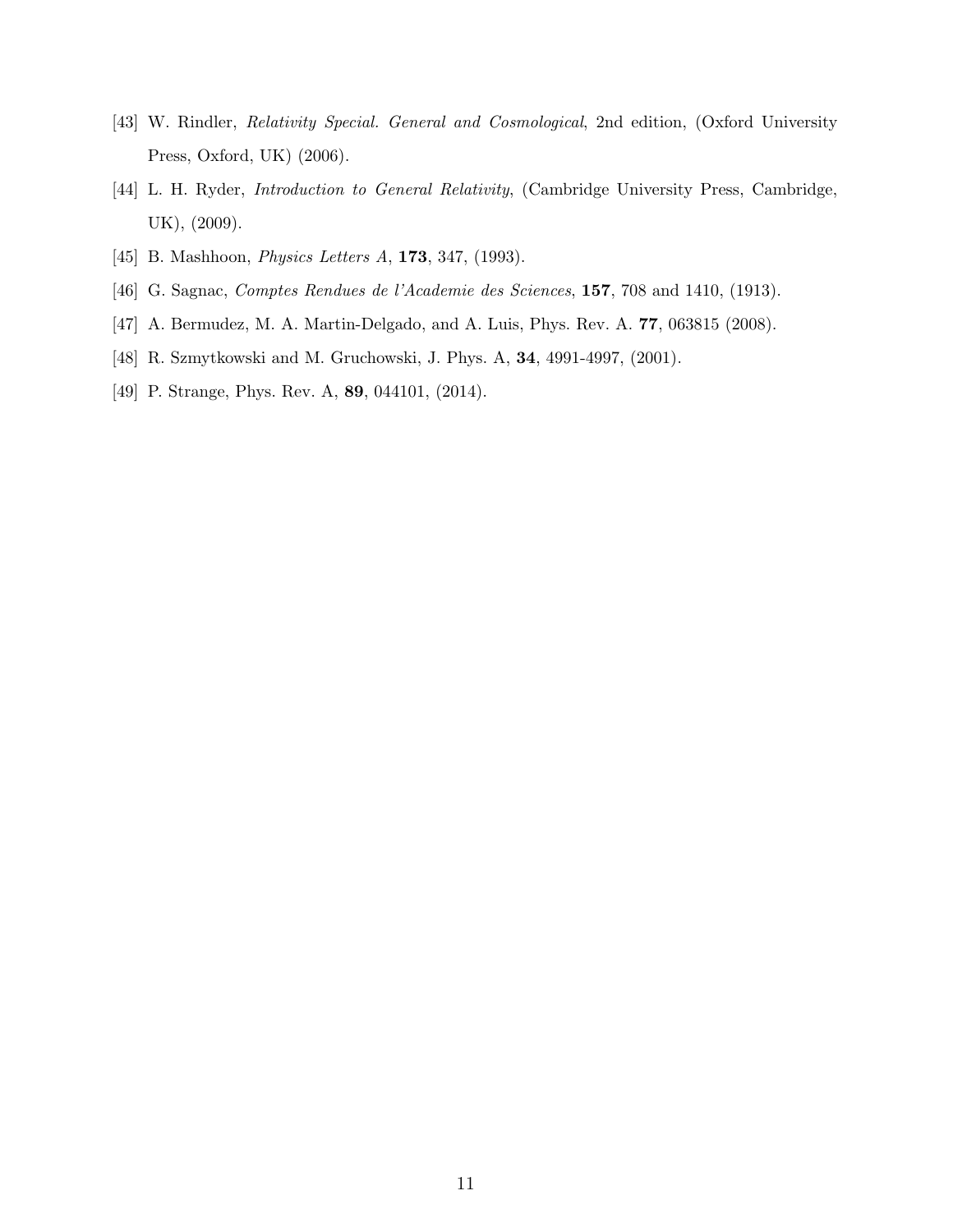[43] W. Rindler, *Relativity Special. General and Cosmological*, 2nd edition, (Oxford University Press, Oxford, UK) (2006).

[44] L. H. Ryder, *Introduction to General Relativity*, (Cambridge University Press, Cambridge, UK), (2009).

[45] B. Mashhoon, *Physics Letters A*, **173**, 347, (1993).

[46] G. Sagnac, *Comptes Rendues de l'Academie des Sciences*, **157**, 708 and 1410, (1913).

[47] A. Bermudez, M. A. Martin-Delgado, and A. Luis, Phys. Rev. A. **77**, 063815 (2008).

[48] R. Szmytkowski and M. Gruchowski, J. Phys. A, **34**, 4991-4997, (2001).

[49] P. Strange, Phys. Rev. A, **89**, 044101, (2014).